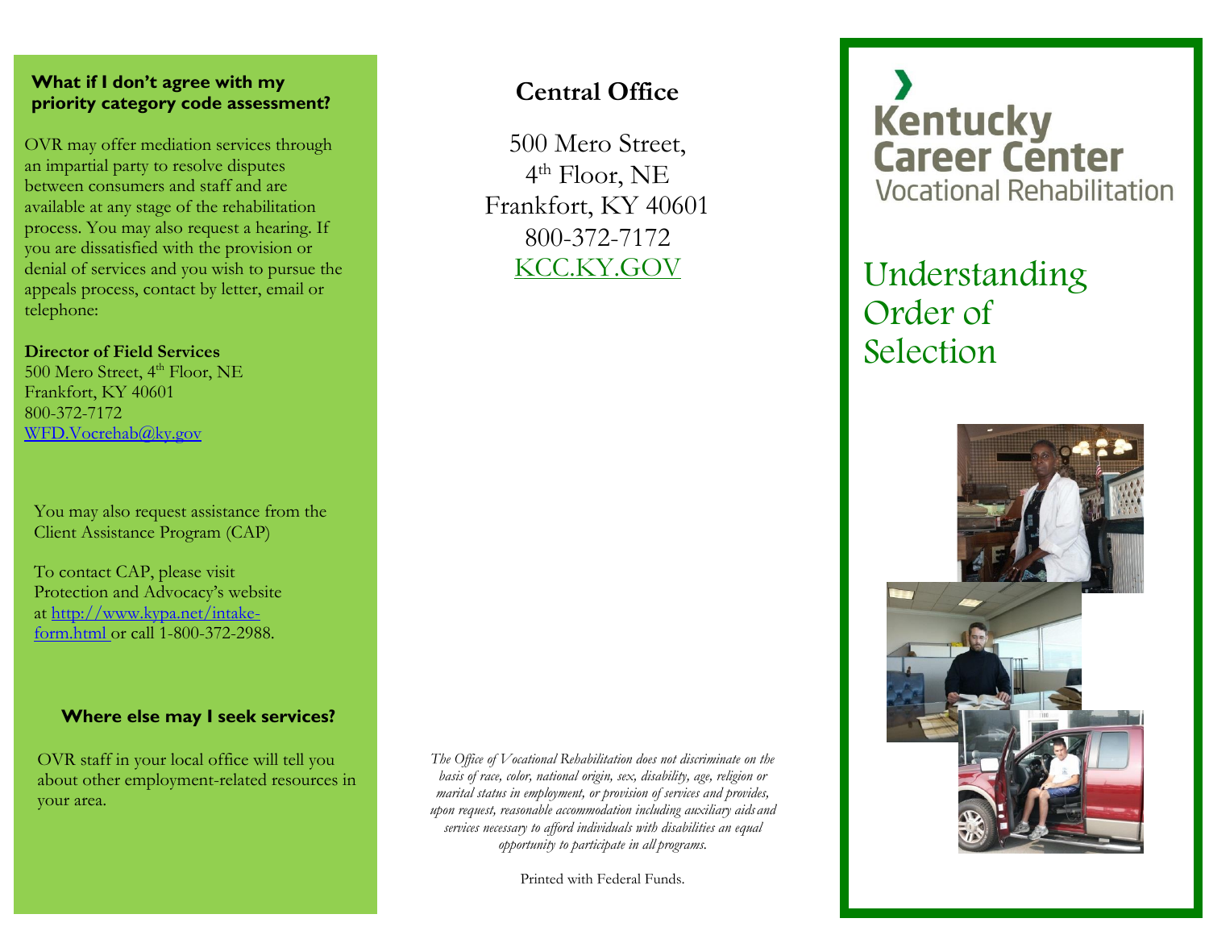### What if I don't agree with my priority category code assessment?

OVR may offer mediation services through an impartial party to resolve disputes between consumers and staff and are available at any stage of the rehabilitation process. You may also request a hearing. If you are dissatisfied with the provision or denial of services and you wish to pursue the appeals process, contact by letter, email or telephone:

**Director of Field Services**
500 Mero Street, 4th Floor, NE
Frankfort, KY 40601
800-372-7172
WFD.Vocrehab@ky.gov

You may also request assistance from the Client Assistance Program (CAP)

To contact CAP, please visit Protection and Advocacy's website at http://www.kypa.net/intake-form.html or call 1-800-372-2988.

### Where else may I seek services?

OVR staff in your local office will tell you about other employment-related resources in your area.

## Central Office

500 Mero Street,
4th Floor, NE
Frankfort, KY 40601
800-372-7172
KCC.KY.GOV

*The Office of Vocational Rehabilitation does not discriminate on the basis of race, color, national origin, sex, disability, age, religion or marital status in employment, or provision of services and provides, upon request, reasonable accommodation including auxiliary aids and services necessary to afford individuals with disabilities an equal opportunity to participate in all programs.*

Printed with Federal Funds.

Kentucky Career Center
Vocational Rehabilitation

# Understanding Order of Selection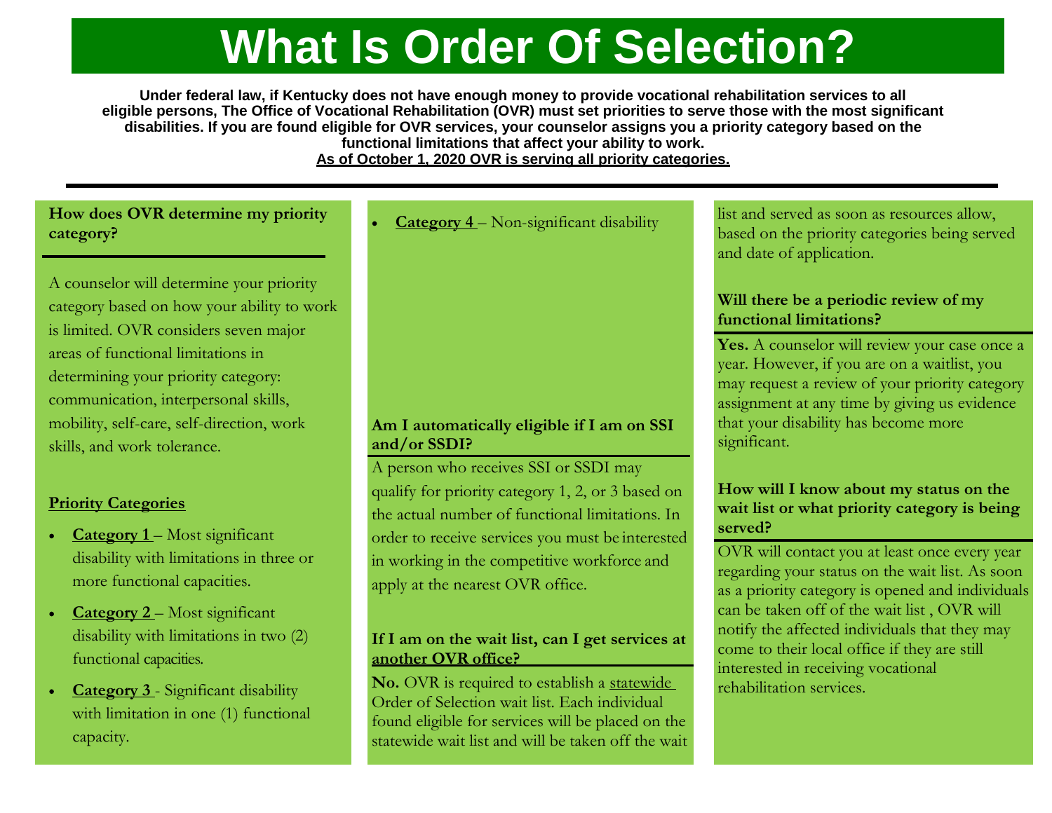# What Is Order Of Selection?

**Under federal law, if Kentucky does not have enough money to provide vocational rehabilitation services to all eligible persons, The Office of Vocational Rehabilitation (OVR) must set priorities to serve those with the most significant disabilities. If you are found eligible for OVR services, your counselor assigns you a priority category based on the functional limitations that affect your ability to work.**

**<u>As of October 1, 2020 OVR is serving all priority categories.</u>**

---

### How does OVR determine my priority category?

A counselor will determine your priority category based on how your ability to work is limited. OVR considers seven major areas of functional limitations in determining your priority category: communication, interpersonal skills, mobility, self-care, self-direction, work skills, and work tolerance.

**<u>Priority Categories</u>**

- **<u>Category 1</u>** – Most significant disability with limitations in three or more functional capacities.
- **<u>Category 2</u>** – Most significant disability with limitations in two (2) functional capacities.
- **<u>Category 3</u>** - Significant disability with limitation in one (1) functional capacity.
- **<u>Category 4</u>** – Non-significant disability

### Am I automatically eligible if I am on SSI and/or SSDI?

A person who receives SSI or SSDI may qualify for priority category 1, 2, or 3 based on the actual number of functional limitations. In order to receive services you must be interested in working in the competitive workforce and apply at the nearest OVR office.

### If I am on the wait list, can I get services at another OVR office?

**No.** OVR is required to establish a <u>statewide</u> Order of Selection wait list. Each individual found eligible for services will be placed on the statewide wait list and will be taken off the wait list and served as soon as resources allow, based on the priority categories being served and date of application.

### Will there be a periodic review of my functional limitations?

**Yes.** A counselor will review your case once a year. However, if you are on a waitlist, you may request a review of your priority category assignment at any time by giving us evidence that your disability has become more significant.

### How will I know about my status on the wait list or what priority category is being served?

OVR will contact you at least once every year regarding your status on the wait list. As soon as a priority category is opened and individuals can be taken off of the wait list , OVR will notify the affected individuals that they may come to their local office if they are still interested in receiving vocational rehabilitation services.